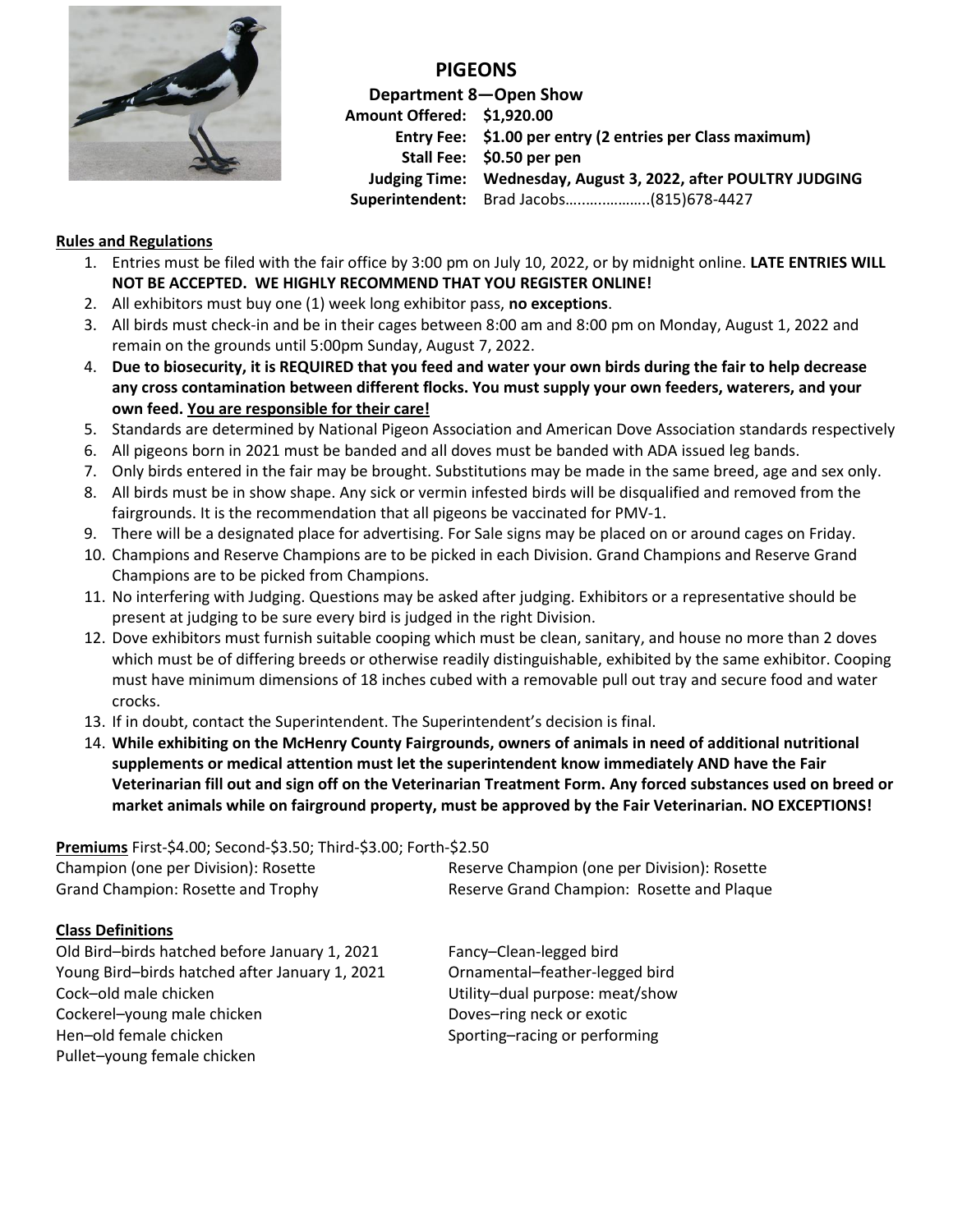# PIGEONS

**Department 8—Open Show**

**Amount Offered:** **$1,920.00**
**Entry Fee:** **$1.00 per entry (2 entries per Class maximum)**
**Stall Fee:** **$0.50 per pen**
**Judging Time:** **Wednesday, August 3, 2022, after POULTRY JUDGING**
**Superintendent:** Brad Jacobs………………..(815)678-4427

**Rules and Regulations**

1. Entries must be filed with the fair office by 3:00 pm on July 10, 2022, or by midnight online. **LATE ENTRIES WILL NOT BE ACCEPTED. WE HIGHLY RECOMMEND THAT YOU REGISTER ONLINE!**
2. All exhibitors must buy one (1) week long exhibitor pass, **no exceptions**.
3. All birds must check-in and be in their cages between 8:00 am and 8:00 pm on Monday, August 1, 2022 and remain on the grounds until 5:00pm Sunday, August 7, 2022.
4. **Due to biosecurity, it is REQUIRED that you feed and water your own birds during the fair to help decrease any cross contamination between different flocks. You must supply your own feeders, waterers, and your own feed. You are responsible for their care!**
5. Standards are determined by National Pigeon Association and American Dove Association standards respectively
6. All pigeons born in 2021 must be banded and all doves must be banded with ADA issued leg bands.
7. Only birds entered in the fair may be brought. Substitutions may be made in the same breed, age and sex only.
8. All birds must be in show shape. Any sick or vermin infested birds will be disqualified and removed from the fairgrounds. It is the recommendation that all pigeons be vaccinated for PMV-1.
9. There will be a designated place for advertising. For Sale signs may be placed on or around cages on Friday.
10. Champions and Reserve Champions are to be picked in each Division. Grand Champions and Reserve Grand Champions are to be picked from Champions.
11. No interfering with Judging. Questions may be asked after judging. Exhibitors or a representative should be present at judging to be sure every bird is judged in the right Division.
12. Dove exhibitors must furnish suitable cooping which must be clean, sanitary, and house no more than 2 doves which must be of differing breeds or otherwise readily distinguishable, exhibited by the same exhibitor. Cooping must have minimum dimensions of 18 inches cubed with a removable pull out tray and secure food and water crocks.
13. If in doubt, contact the Superintendent. The Superintendent's decision is final.
14. **While exhibiting on the McHenry County Fairgrounds, owners of animals in need of additional nutritional supplements or medical attention must let the superintendent know immediately AND have the Fair Veterinarian fill out and sign off on the Veterinarian Treatment Form. Any forced substances used on breed or market animals while on fairground property, must be approved by the Fair Veterinarian. NO EXCEPTIONS!**

**Premiums** First-$4.00; Second-$3.50; Third-$3.00; Forth-$2.50

Champion (one per Division): Rosette
Reserve Champion (one per Division): Rosette
Grand Champion: Rosette and Trophy
Reserve Grand Champion: Rosette and Plaque

**Class Definitions**

Old Bird–birds hatched before January 1, 2021
Young Bird–birds hatched after January 1, 2021
Cock–old male chicken
Cockerel–young male chicken
Hen–old female chicken
Pullet–young female chicken

Fancy–Clean-legged bird
Ornamental–feather-legged bird
Utility–dual purpose: meat/show
Doves–ring neck or exotic
Sporting–racing or performing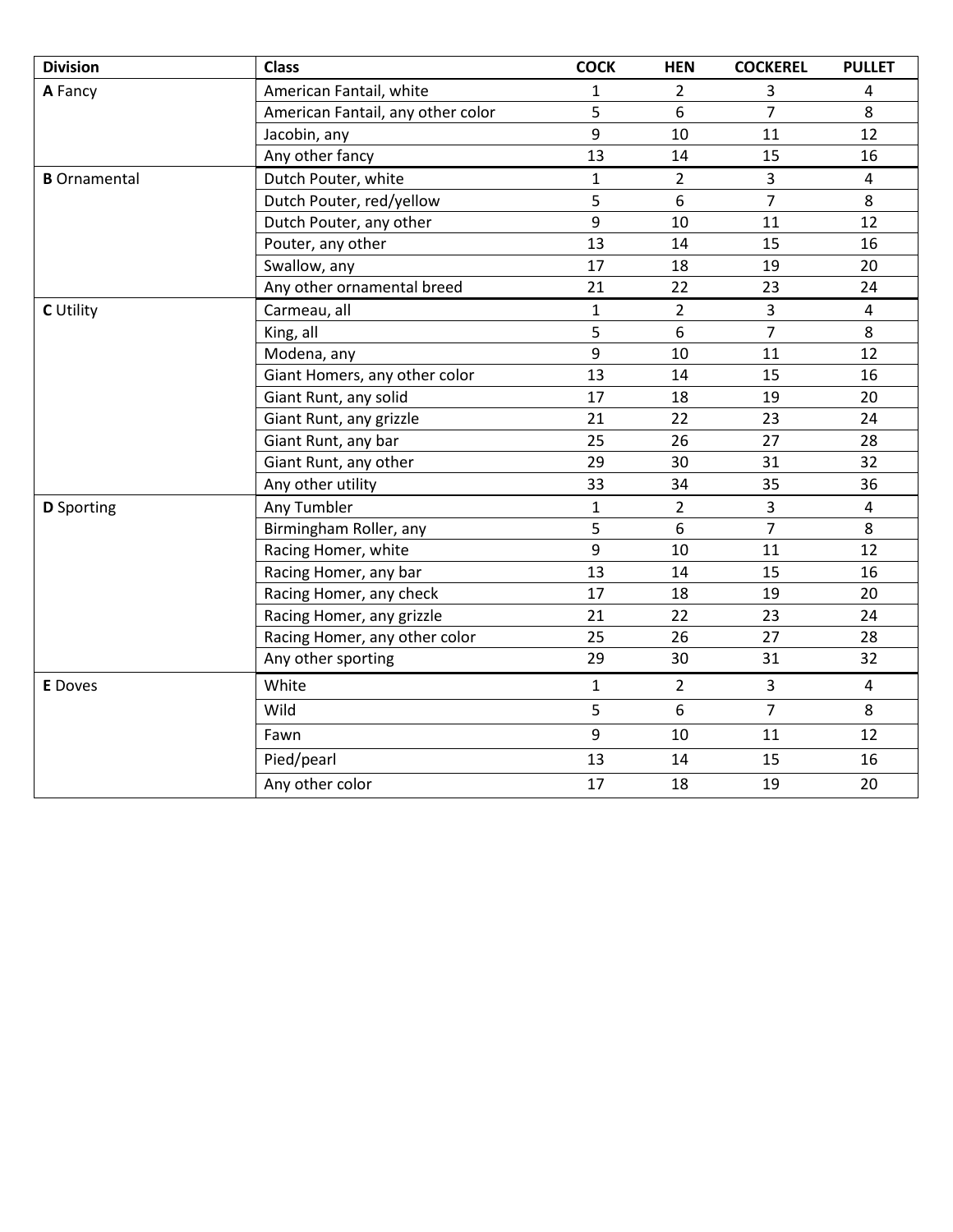| Division | Class | COCK | HEN | COCKEREL | PULLET |
|---|---|---|---|---|---|
| **A** Fancy | American Fantail, white | 1 | 2 | 3 | 4 |
| | American Fantail, any other color | 5 | 6 | 7 | 8 |
| | Jacobin, any | 9 | 10 | 11 | 12 |
| | Any other fancy | 13 | 14 | 15 | 16 |
| **B** Ornamental | Dutch Pouter, white | 1 | 2 | 3 | 4 |
| | Dutch Pouter, red/yellow | 5 | 6 | 7 | 8 |
| | Dutch Pouter, any other | 9 | 10 | 11 | 12 |
| | Pouter, any other | 13 | 14 | 15 | 16 |
| | Swallow, any | 17 | 18 | 19 | 20 |
| | Any other ornamental breed | 21 | 22 | 23 | 24 |
| **C** Utility | Carmeau, all | 1 | 2 | 3 | 4 |
| | King, all | 5 | 6 | 7 | 8 |
| | Modena, any | 9 | 10 | 11 | 12 |
| | Giant Homers, any other color | 13 | 14 | 15 | 16 |
| | Giant Runt, any solid | 17 | 18 | 19 | 20 |
| | Giant Runt, any grizzle | 21 | 22 | 23 | 24 |
| | Giant Runt, any bar | 25 | 26 | 27 | 28 |
| | Giant Runt, any other | 29 | 30 | 31 | 32 |
| | Any other utility | 33 | 34 | 35 | 36 |
| **D** Sporting | Any Tumbler | 1 | 2 | 3 | 4 |
| | Birmingham Roller, any | 5 | 6 | 7 | 8 |
| | Racing Homer, white | 9 | 10 | 11 | 12 |
| | Racing Homer, any bar | 13 | 14 | 15 | 16 |
| | Racing Homer, any check | 17 | 18 | 19 | 20 |
| | Racing Homer, any grizzle | 21 | 22 | 23 | 24 |
| | Racing Homer, any other color | 25 | 26 | 27 | 28 |
| | Any other sporting | 29 | 30 | 31 | 32 |
| **E** Doves | White | 1 | 2 | 3 | 4 |
| | Wild | 5 | 6 | 7 | 8 |
| | Fawn | 9 | 10 | 11 | 12 |
| | Pied/pearl | 13 | 14 | 15 | 16 |
| | Any other color | 17 | 18 | 19 | 20 |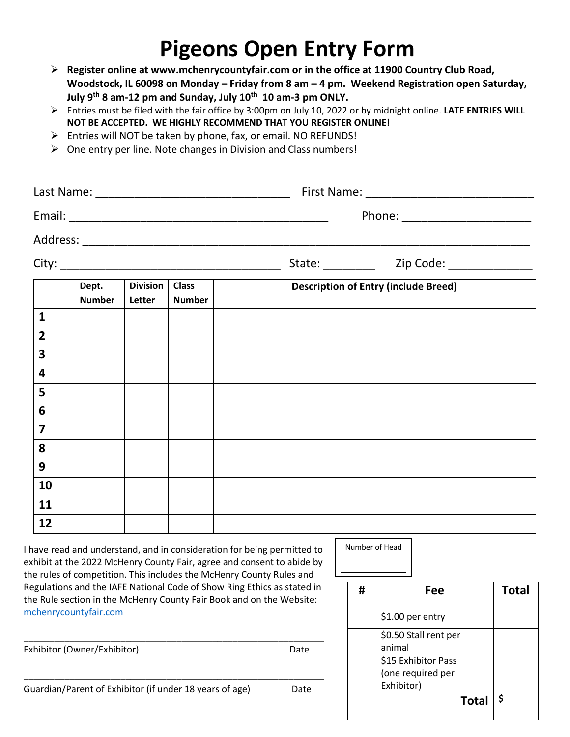# Pigeons Open Entry Form

- **Register online at www.mchenrycountyfair.com or in the office at 11900 Country Club Road, Woodstock, IL 60098 on Monday – Friday from 8 am – 4 pm. Weekend Registration open Saturday, July 9th 8 am-12 pm and Sunday, July 10th 10 am-3 pm ONLY.**
- Entries must be filed with the fair office by 3:00pm on July 10, 2022 or by midnight online. **LATE ENTRIES WILL NOT BE ACCEPTED. WE HIGHLY RECOMMEND THAT YOU REGISTER ONLINE!**
- Entries will NOT be taken by phone, fax, or email. NO REFUNDS!
- One entry per line. Note changes in Division and Class numbers!

Last Name: ______________________________ First Name: __________________________

Email: ________________________________________ Phone: ____________________

Address: ______________________________________________________________________

City: __________________________________ State: ________ Zip Code: _____________

| | Dept. Number | Division Letter | Class Number | Description of Entry (include Breed) |
|---|---|---|---|---|
| 1 | | | | |
| 2 | | | | |
| 3 | | | | |
| 4 | | | | |
| 5 | | | | |
| 6 | | | | |
| 7 | | | | |
| 8 | | | | |
| 9 | | | | |
| 10 | | | | |
| 11 | | | | |
| 12 | | | | |

I have read and understand, and in consideration for being permitted to exhibit at the 2022 McHenry County Fair, agree and consent to abide by the rules of competition. This includes the McHenry County Rules and Regulations and the IAFE National Code of Show Ring Ethics as stated in the Rule section in the McHenry County Fair Book and on the Website: [mchenrycountyfair.com](mchenrycountyfair.com)

_________________________________________________________
Exhibitor (Owner/Exhibitor) Date

_________________________________________________________
Guardian/Parent of Exhibitor (if under 18 years of age) Date

Number of Head

____________

| # | Fee | Total |
|---|---|---|
| | $1.00 per entry | |
| | $0.50 Stall rent per animal | |
| | $15 Exhibitor Pass (one required per Exhibitor) | |
| | **Total** | $ |